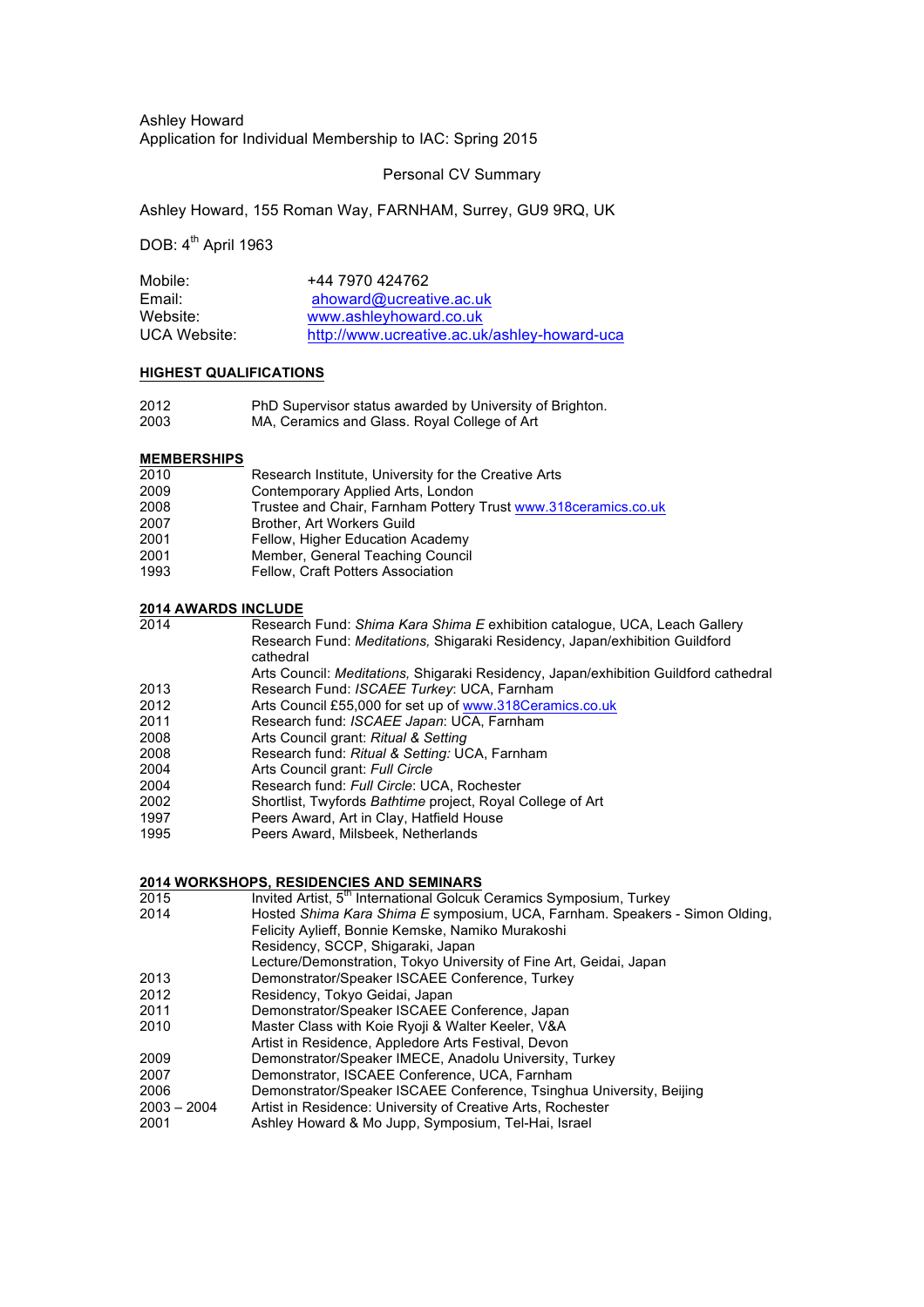Ashley Howard
Application for Individual Membership to IAC: Spring 2015

Personal CV Summary

Ashley Howard, 155 Roman Way, FARNHAM, Surrey, GU9 9RQ, UK

DOB: 4th April 1963

| | |
|---|---|
| Mobile: | +44 7970 424762 |
| Email: | ahoward@ucreative.ac.uk |
| Website: | www.ashleyhoward.co.uk |
| UCA Website: | http://www.ucreative.ac.uk/ashley-howard-uca |

## HIGHEST QUALIFICATIONS

| | |
|---|---|
| 2012 | PhD Supervisor status awarded by University of Brighton. |
| 2003 | MA, Ceramics and Glass. Royal College of Art |

## MEMBERSHIPS

| | |
|---|---|
| 2010 | Research Institute, University for the Creative Arts |
| 2009 | Contemporary Applied Arts, London |
| 2008 | Trustee and Chair, Farnham Pottery Trust www.318ceramics.co.uk |
| 2007 | Brother, Art Workers Guild |
| 2001 | Fellow, Higher Education Academy |
| 2001 | Member, General Teaching Council |
| 1993 | Fellow, Craft Potters Association |

## 2014 AWARDS INCLUDE

| | |
|---|---|
| 2014 | Research Fund: *Shima Kara Shima E* exhibition catalogue, UCA, Leach Gallery |
| | Research Fund: *Meditations,* Shigaraki Residency, Japan/exhibition Guildford cathedral |
| | Arts Council: *Meditations,* Shigaraki Residency, Japan/exhibition Guildford cathedral |
| 2013 | Research Fund: *ISCAEE Turkey*: UCA, Farnham |
| 2012 | Arts Council £55,000 for set up of www.318Ceramics.co.uk |
| 2011 | Research fund: *ISCAEE Japan*: UCA, Farnham |
| 2008 | Arts Council grant: *Ritual & Setting* |
| 2008 | Research fund: *Ritual & Setting:* UCA, Farnham |
| 2004 | Arts Council grant: *Full Circle* |
| 2004 | Research fund: *Full Circle*: UCA, Rochester |
| 2002 | Shortlist, Twyfords *Bathtime* project, Royal College of Art |
| 1997 | Peers Award, Art in Clay, Hatfield House |
| 1995 | Peers Award, Milsbeek, Netherlands |

## 2014 WORKSHOPS, RESIDENCIES AND SEMINARS

| | |
|---|---|
| 2015 | Invited Artist, 5th International Golcuk Ceramics Symposium, Turkey |
| 2014 | Hosted *Shima Kara Shima E* symposium, UCA, Farnham. Speakers - Simon Olding, Felicity Aylieff, Bonnie Kemske, Namiko Murakoshi |
| | Residency, SCCP, Shigaraki, Japan |
| | Lecture/Demonstration, Tokyo University of Fine Art, Geidai, Japan |
| 2013 | Demonstrator/Speaker ISCAEE Conference, Turkey |
| 2012 | Residency, Tokyo Geidai, Japan |
| 2011 | Demonstrator/Speaker ISCAEE Conference, Japan |
| 2010 | Master Class with Koie Ryoji & Walter Keeler, V&A |
| | Artist in Residence, Appledore Arts Festival, Devon |
| 2009 | Demonstrator/Speaker IMECE, Anadolu University, Turkey |
| 2007 | Demonstrator, ISCAEE Conference, UCA, Farnham |
| 2006 | Demonstrator/Speaker ISCAEE Conference, Tsinghua University, Beijing |
| 2003 – 2004 | Artist in Residence: University of Creative Arts, Rochester |
| 2001 | Ashley Howard & Mo Jupp, Symposium, Tel-Hai, Israel |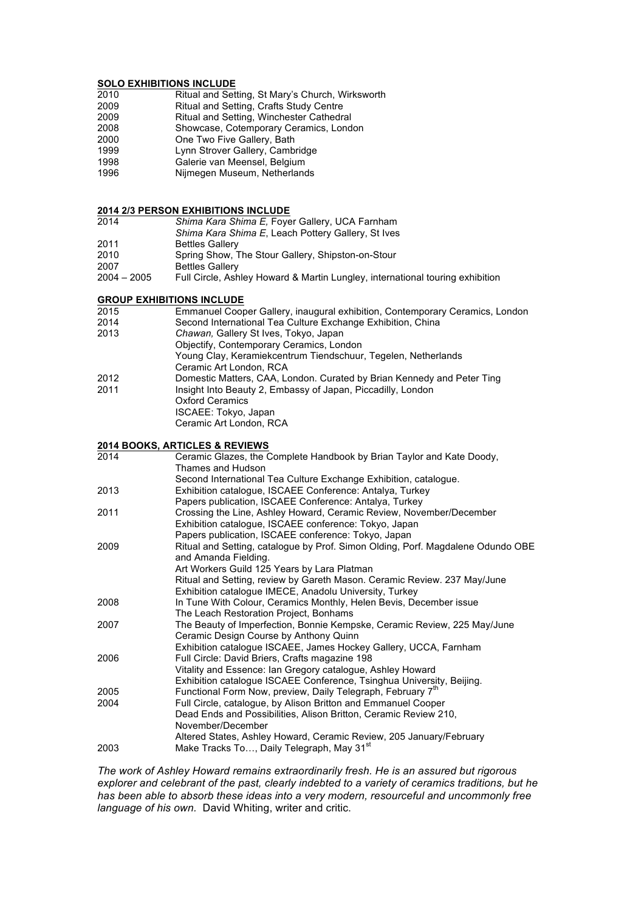**SOLO EXHIBITIONS INCLUDE**

| | |
|---|---|
| 2010 | Ritual and Setting, St Mary's Church, Wirksworth |
| 2009 | Ritual and Setting, Crafts Study Centre |
| 2009 | Ritual and Setting, Winchester Cathedral |
| 2008 | Showcase, Cotemporary Ceramics, London |
| 2000 | One Two Five Gallery, Bath |
| 1999 | Lynn Strover Gallery, Cambridge |
| 1998 | Galerie van Meensel, Belgium |
| 1996 | Nijmegen Museum, Netherlands |

**2014 2/3 PERSON EXHIBITIONS INCLUDE**

| | |
|---|---|
| 2014 | *Shima Kara Shima E,* Foyer Gallery, UCA Farnham |
| | *Shima Kara Shima E*, Leach Pottery Gallery, St Ives |
| 2011 | Bettles Gallery |
| 2010 | Spring Show, The Stour Gallery, Shipston-on-Stour |
| 2007 | Bettles Gallery |
| 2004 – 2005 | Full Circle, Ashley Howard & Martin Lungley, international touring exhibition |

**GROUP EXHIBITIONS INCLUDE**

| | |
|---|---|
| 2015 | Emmanuel Cooper Gallery, inaugural exhibition, Contemporary Ceramics, London |
| 2014 | Second International Tea Culture Exchange Exhibition, China |
| 2013 | *Chawan,* Gallery St Ives, Tokyo, Japan |
| | Objectify, Contemporary Ceramics, London |
| | Young Clay, Keramiekcentrum Tiendschuur, Tegelen, Netherlands |
| | Ceramic Art London, RCA |
| 2012 | Domestic Matters, CAA, London. Curated by Brian Kennedy and Peter Ting |
| 2011 | Insight Into Beauty 2, Embassy of Japan, Piccadilly, London |
| | Oxford Ceramics |
| | ISCAEE: Tokyo, Japan |
| | Ceramic Art London, RCA |

**2014 BOOKS, ARTICLES & REVIEWS**

| | |
|---|---|
| 2014 | Ceramic Glazes, the Complete Handbook by Brian Taylor and Kate Doody, Thames and Hudson |
| | Second International Tea Culture Exchange Exhibition, catalogue. |
| 2013 | Exhibition catalogue, ISCAEE Conference: Antalya, Turkey |
| | Papers publication, ISCAEE Conference: Antalya, Turkey |
| 2011 | Crossing the Line, Ashley Howard, Ceramic Review, November/December |
| | Exhibition catalogue, ISCAEE conference: Tokyo, Japan |
| | Papers publication, ISCAEE conference: Tokyo, Japan |
| 2009 | Ritual and Setting, catalogue by Prof. Simon Olding, Porf. Magdalene Odundo OBE and Amanda Fielding. |
| | Art Workers Guild 125 Years by Lara Platman |
| | Ritual and Setting, review by Gareth Mason. Ceramic Review. 237 May/June |
| | Exhibition catalogue IMECE, Anadolu University, Turkey |
| 2008 | In Tune With Colour, Ceramics Monthly, Helen Bevis, December issue |
| | The Leach Restoration Project, Bonhams |
| 2007 | The Beauty of Imperfection, Bonnie Kempske, Ceramic Review, 225 May/June |
| | Ceramic Design Course by Anthony Quinn |
| | Exhibition catalogue ISCAEE, James Hockey Gallery, UCCA, Farnham |
| 2006 | Full Circle: David Briers, Crafts magazine 198 |
| | Vitality and Essence: Ian Gregory catalogue, Ashley Howard |
| | Exhibition catalogue ISCAEE Conference, Tsinghua University, Beijing. |
| 2005 | Functional Form Now, preview, Daily Telegraph, February 7th |
| 2004 | Full Circle, catalogue, by Alison Britton and Emmanuel Cooper |
| | Dead Ends and Possibilities, Alison Britton, Ceramic Review 210, November/December |
| | Altered States, Ashley Howard, Ceramic Review, 205 January/February |
| 2003 | Make Tracks To…, Daily Telegraph, May 31st |

*The work of Ashley Howard remains extraordinarily fresh. He is an assured but rigorous explorer and celebrant of the past, clearly indebted to a variety of ceramics traditions, but he has been able to absorb these ideas into a very modern, resourceful and uncommonly free language of his own.* David Whiting, writer and critic.